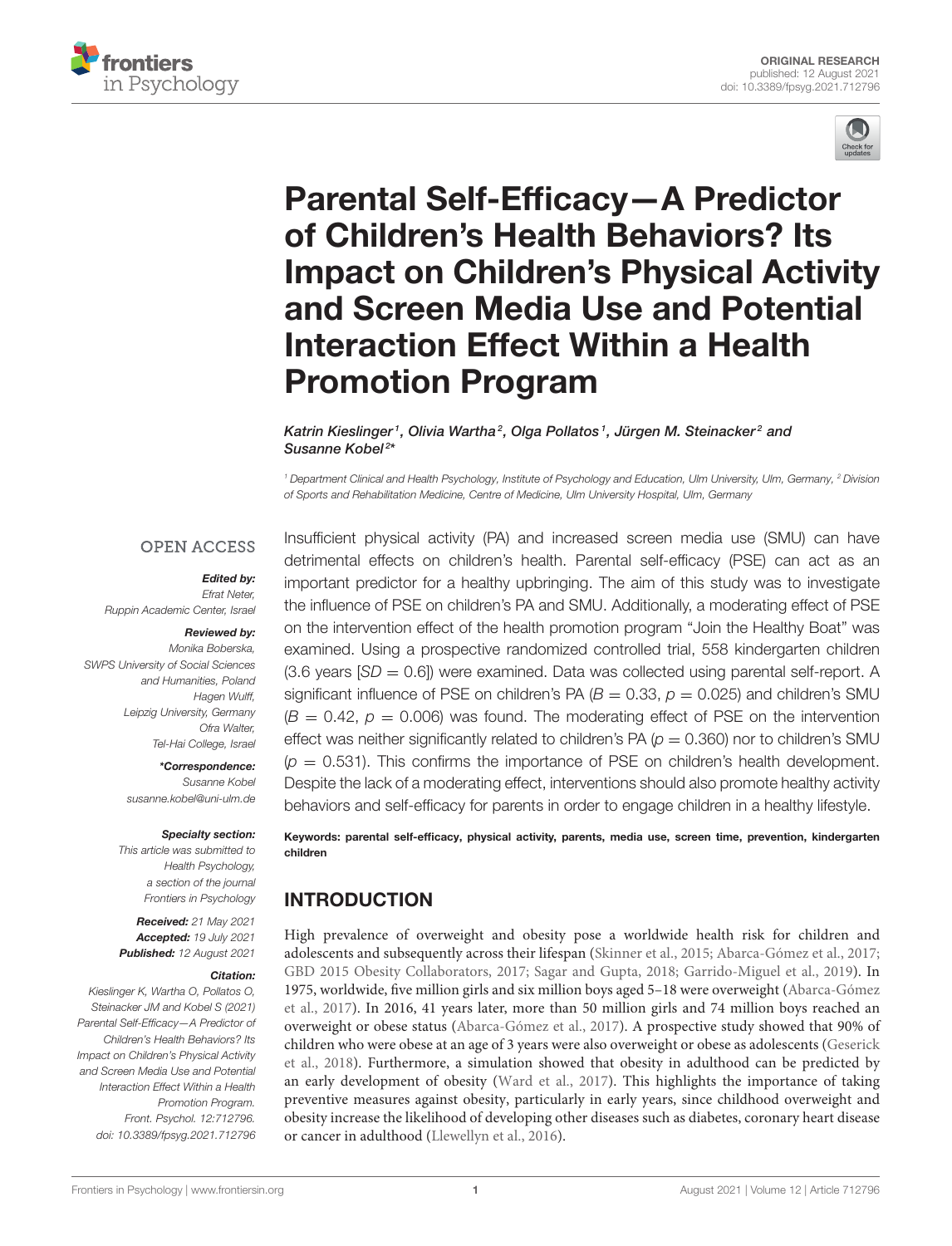ORIGINAL RESEARCH
published: 12 August 2021
doi: 10.3389/fpsyg.2021.712796

# Parental Self-Efficacy—A Predictor of Children's Health Behaviors? Its Impact on Children's Physical Activity and Screen Media Use and Potential Interaction Effect Within a Health Promotion Program

*Katrin Kieslinger[1], Olivia Wartha[2], Olga Pollatos[1], Jürgen M. Steinacker[2] and Susanne Kobel[2]\**

[1] Department Clinical and Health Psychology, Institute of Psychology and Education, Ulm University, Ulm, Germany, [2] Division of Sports and Rehabilitation Medicine, Centre of Medicine, Ulm University Hospital, Ulm, Germany

OPEN ACCESS

***Edited by:***
*Efrat Neter,*
*Ruppin Academic Center, Israel*

***Reviewed by:***
*Monika Boberska,*
*SWPS University of Social Sciences and Humanities, Poland*
*Hagen Wulff,*
*Leipzig University, Germany*
*Ofra Walter,*
*Tel-Hai College, Israel*

***\*Correspondence:***
*Susanne Kobel*
*susanne.kobel@uni-ulm.de*

***Specialty section:***
*This article was submitted to Health Psychology, a section of the journal Frontiers in Psychology*

***Received:*** *21 May 2021*
***Accepted:*** *19 July 2021*
***Published:*** *12 August 2021*

***Citation:***
*Kieslinger K, Wartha O, Pollatos O, Steinacker JM and Kobel S (2021) Parental Self-Efficacy—A Predictor of Children's Health Behaviors? Its Impact on Children's Physical Activity and Screen Media Use and Potential Interaction Effect Within a Health Promotion Program. Front. Psychol. 12:712796. doi: 10.3389/fpsyg.2021.712796*

Insufficient physical activity (PA) and increased screen media use (SMU) can have detrimental effects on children's health. Parental self-efficacy (PSE) can act as an important predictor for a healthy upbringing. The aim of this study was to investigate the influence of PSE on children's PA and SMU. Additionally, a moderating effect of PSE on the intervention effect of the health promotion program "Join the Healthy Boat" was examined. Using a prospective randomized controlled trial, 558 kindergarten children (3.6 years [$SD = 0.6$]) were examined. Data was collected using parental self-report. A significant influence of PSE on children's PA ($B = 0.33$, $p = 0.025$) and children's SMU ($B = 0.42$, $p = 0.006$) was found. The moderating effect of PSE on the intervention effect was neither significantly related to children's PA ($p = 0.360$) nor to children's SMU ($p = 0.531$). This confirms the importance of PSE on children's health development. Despite the lack of a moderating effect, interventions should also promote healthy activity behaviors and self-efficacy for parents in order to engage children in a healthy lifestyle.

**Keywords: parental self-efficacy, physical activity, parents, media use, screen time, prevention, kindergarten children**

## INTRODUCTION

High prevalence of overweight and obesity pose a worldwide health risk for children and adolescents and subsequently across their lifespan (Skinner et al., 2015; Abarca-Gómez et al., 2017; GBD 2015 Obesity Collaborators, 2017; Sagar and Gupta, 2018; Garrido-Miguel et al., 2019). In 1975, worldwide, five million girls and six million boys aged 5–18 were overweight (Abarca-Gómez et al., 2017). In 2016, 41 years later, more than 50 million girls and 74 million boys reached an overweight or obese status (Abarca-Gómez et al., 2017). A prospective study showed that 90% of children who were obese at an age of 3 years were also overweight or obese as adolescents (Geserick et al., 2018). Furthermore, a simulation showed that obesity in adulthood can be predicted by an early development of obesity (Ward et al., 2017). This highlights the importance of taking preventive measures against obesity, particularly in early years, since childhood overweight and obesity increase the likelihood of developing other diseases such as diabetes, coronary heart disease or cancer in adulthood (Llewellyn et al., 2016).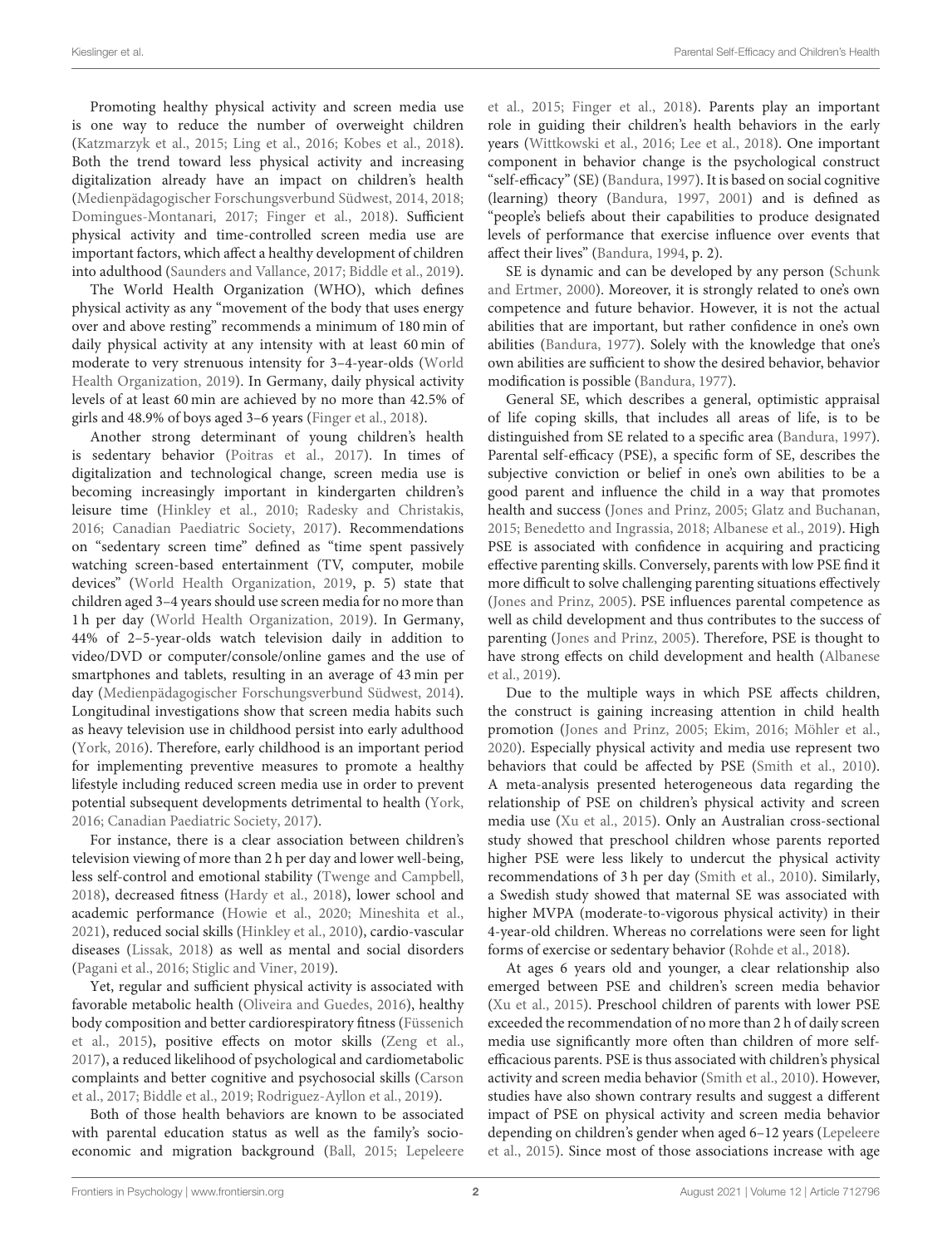Promoting healthy physical activity and screen media use is one way to reduce the number of overweight children (Katzmarzyk et al., 2015; Ling et al., 2016; Kobes et al., 2018). Both the trend toward less physical activity and increasing digitalization already have an impact on children's health (Medienpädagogischer Forschungsverbund Südwest, 2014, 2018; Domingues-Montanari, 2017; Finger et al., 2018). Sufficient physical activity and time-controlled screen media use are important factors, which affect a healthy development of children into adulthood (Saunders and Vallance, 2017; Biddle et al., 2019).

The World Health Organization (WHO), which defines physical activity as any "movement of the body that uses energy over and above resting" recommends a minimum of 180 min of daily physical activity at any intensity with at least 60 min of moderate to very strenuous intensity for 3–4-year-olds (World Health Organization, 2019). In Germany, daily physical activity levels of at least 60 min are achieved by no more than 42.5% of girls and 48.9% of boys aged 3–6 years (Finger et al., 2018).

Another strong determinant of young children's health is sedentary behavior (Poitras et al., 2017). In times of digitalization and technological change, screen media use is becoming increasingly important in kindergarten children's leisure time (Hinkley et al., 2010; Radesky and Christakis, 2016; Canadian Paediatric Society, 2017). Recommendations on "sedentary screen time" defined as "time spent passively watching screen-based entertainment (TV, computer, mobile devices" (World Health Organization, 2019, p. 5) state that children aged 3–4 years should use screen media for no more than 1 h per day (World Health Organization, 2019). In Germany, 44% of 2–5-year-olds watch television daily in addition to video/DVD or computer/console/online games and the use of smartphones and tablets, resulting in an average of 43 min per day (Medienpädagogischer Forschungsverbund Südwest, 2014). Longitudinal investigations show that screen media habits such as heavy television use in childhood persist into early adulthood (York, 2016). Therefore, early childhood is an important period for implementing preventive measures to promote a healthy lifestyle including reduced screen media use in order to prevent potential subsequent developments detrimental to health (York, 2016; Canadian Paediatric Society, 2017).

For instance, there is a clear association between children's television viewing of more than 2 h per day and lower well-being, less self-control and emotional stability (Twenge and Campbell, 2018), decreased fitness (Hardy et al., 2018), lower school and academic performance (Howie et al., 2020; Mineshita et al., 2021), reduced social skills (Hinkley et al., 2010), cardio-vascular diseases (Lissak, 2018) as well as mental and social disorders (Pagani et al., 2016; Stiglic and Viner, 2019).

Yet, regular and sufficient physical activity is associated with favorable metabolic health (Oliveira and Guedes, 2016), healthy body composition and better cardiorespiratory fitness (Füssenich et al., 2015), positive effects on motor skills (Zeng et al., 2017), a reduced likelihood of psychological and cardiometabolic complaints and better cognitive and psychosocial skills (Carson et al., 2017; Biddle et al., 2019; Rodriguez-Ayllon et al., 2019).

Both of those health behaviors are known to be associated with parental education status as well as the family's socio-economic and migration background (Ball, 2015; Lepeleere et al., 2015; Finger et al., 2018). Parents play an important role in guiding their children's health behaviors in the early years (Wittkowski et al., 2016; Lee et al., 2018). One important component in behavior change is the psychological construct "self-efficacy" (SE) (Bandura, 1997). It is based on social cognitive (learning) theory (Bandura, 1997, 2001) and is defined as "people's beliefs about their capabilities to produce designated levels of performance that exercise influence over events that affect their lives" (Bandura, 1994, p. 2).

SE is dynamic and can be developed by any person (Schunk and Ertmer, 2000). Moreover, it is strongly related to one's own competence and future behavior. However, it is not the actual abilities that are important, but rather confidence in one's own abilities (Bandura, 1977). Solely with the knowledge that one's own abilities are sufficient to show the desired behavior, behavior modification is possible (Bandura, 1977).

General SE, which describes a general, optimistic appraisal of life coping skills, that includes all areas of life, is to be distinguished from SE related to a specific area (Bandura, 1997). Parental self-efficacy (PSE), a specific form of SE, describes the subjective conviction or belief in one's own abilities to be a good parent and influence the child in a way that promotes health and success (Jones and Prinz, 2005; Glatz and Buchanan, 2015; Benedetto and Ingrassia, 2018; Albanese et al., 2019). High PSE is associated with confidence in acquiring and practicing effective parenting skills. Conversely, parents with low PSE find it more difficult to solve challenging parenting situations effectively (Jones and Prinz, 2005). PSE influences parental competence as well as child development and thus contributes to the success of parenting (Jones and Prinz, 2005). Therefore, PSE is thought to have strong effects on child development and health (Albanese et al., 2019).

Due to the multiple ways in which PSE affects children, the construct is gaining increasing attention in child health promotion (Jones and Prinz, 2005; Ekim, 2016; Möhler et al., 2020). Especially physical activity and media use represent two behaviors that could be affected by PSE (Smith et al., 2010). A meta-analysis presented heterogeneous data regarding the relationship of PSE on children's physical activity and screen media use (Xu et al., 2015). Only an Australian cross-sectional study showed that preschool children whose parents reported higher PSE were less likely to undercut the physical activity recommendations of 3 h per day (Smith et al., 2010). Similarly, a Swedish study showed that maternal SE was associated with higher MVPA (moderate-to-vigorous physical activity) in their 4-year-old children. Whereas no correlations were seen for light forms of exercise or sedentary behavior (Rohde et al., 2018).

At ages 6 years old and younger, a clear relationship also emerged between PSE and children's screen media behavior (Xu et al., 2015). Preschool children of parents with lower PSE exceeded the recommendation of no more than 2 h of daily screen media use significantly more often than children of more self-efficacious parents. PSE is thus associated with children's physical activity and screen media behavior (Smith et al., 2010). However, studies have also shown contrary results and suggest a different impact of PSE on physical activity and screen media behavior depending on children's gender when aged 6–12 years (Lepeleere et al., 2015). Since most of those associations increase with age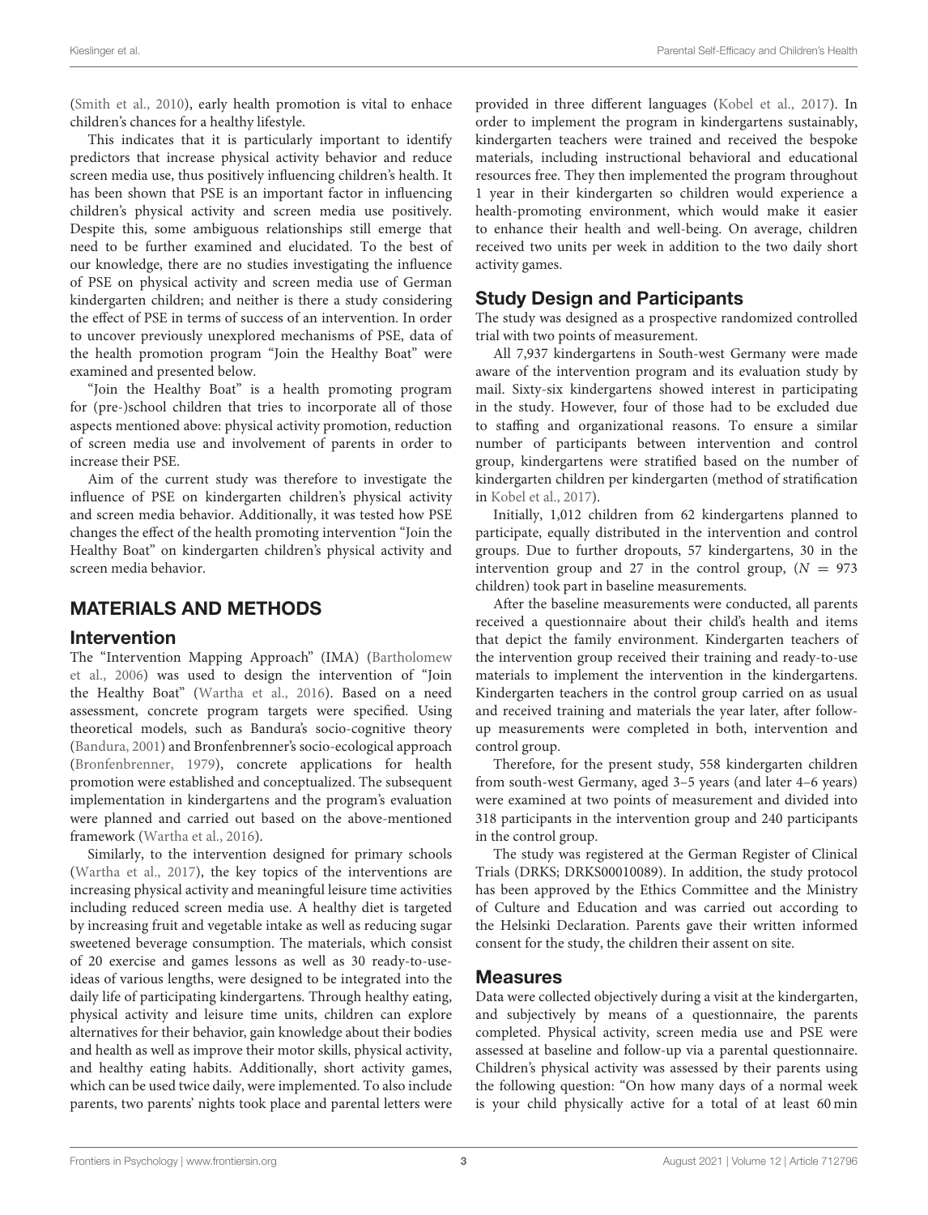(Smith et al., 2010), early health promotion is vital to enhace children's chances for a healthy lifestyle.

This indicates that it is particularly important to identify predictors that increase physical activity behavior and reduce screen media use, thus positively influencing children's health. It has been shown that PSE is an important factor in influencing children's physical activity and screen media use positively. Despite this, some ambiguous relationships still emerge that need to be further examined and elucidated. To the best of our knowledge, there are no studies investigating the influence of PSE on physical activity and screen media use of German kindergarten children; and neither is there a study considering the effect of PSE in terms of success of an intervention. In order to uncover previously unexplored mechanisms of PSE, data of the health promotion program "Join the Healthy Boat" were examined and presented below.

"Join the Healthy Boat" is a health promoting program for (pre-)school children that tries to incorporate all of those aspects mentioned above: physical activity promotion, reduction of screen media use and involvement of parents in order to increase their PSE.

Aim of the current study was therefore to investigate the influence of PSE on kindergarten children's physical activity and screen media behavior. Additionally, it was tested how PSE changes the effect of the health promoting intervention "Join the Healthy Boat" on kindergarten children's physical activity and screen media behavior.

## MATERIALS AND METHODS

### Intervention

The "Intervention Mapping Approach" (IMA) (Bartholomew et al., 2006) was used to design the intervention of "Join the Healthy Boat" (Wartha et al., 2016). Based on a need assessment, concrete program targets were specified. Using theoretical models, such as Bandura's socio-cognitive theory (Bandura, 2001) and Bronfenbrenner's socio-ecological approach (Bronfenbrenner, 1979), concrete applications for health promotion were established and conceptualized. The subsequent implementation in kindergartens and the program's evaluation were planned and carried out based on the above-mentioned framework (Wartha et al., 2016).

Similarly, to the intervention designed for primary schools (Wartha et al., 2017), the key topics of the interventions are increasing physical activity and meaningful leisure time activities including reduced screen media use. A healthy diet is targeted by increasing fruit and vegetable intake as well as reducing sugar sweetened beverage consumption. The materials, which consist of 20 exercise and games lessons as well as 30 ready-to-use-ideas of various lengths, were designed to be integrated into the daily life of participating kindergartens. Through healthy eating, physical activity and leisure time units, children can explore alternatives for their behavior, gain knowledge about their bodies and health as well as improve their motor skills, physical activity, and healthy eating habits. Additionally, short activity games, which can be used twice daily, were implemented. To also include parents, two parents' nights took place and parental letters were provided in three different languages (Kobel et al., 2017). In order to implement the program in kindergartens sustainably, kindergarten teachers were trained and received the bespoke materials, including instructional behavioral and educational resources free. They then implemented the program throughout 1 year in their kindergarten so children would experience a health-promoting environment, which would make it easier to enhance their health and well-being. On average, children received two units per week in addition to the two daily short activity games.

### Study Design and Participants

The study was designed as a prospective randomized controlled trial with two points of measurement.

All 7,937 kindergartens in South-west Germany were made aware of the intervention program and its evaluation study by mail. Sixty-six kindergartens showed interest in participating in the study. However, four of those had to be excluded due to staffing and organizational reasons. To ensure a similar number of participants between intervention and control group, kindergartens were stratified based on the number of kindergarten children per kindergarten (method of stratification in Kobel et al., 2017).

Initially, 1,012 children from 62 kindergartens planned to participate, equally distributed in the intervention and control groups. Due to further dropouts, 57 kindergartens, 30 in the intervention group and 27 in the control group, ($N = 973$ children) took part in baseline measurements.

After the baseline measurements were conducted, all parents received a questionnaire about their child's health and items that depict the family environment. Kindergarten teachers of the intervention group received their training and ready-to-use materials to implement the intervention in the kindergartens. Kindergarten teachers in the control group carried on as usual and received training and materials the year later, after follow-up measurements were completed in both, intervention and control group.

Therefore, for the present study, 558 kindergarten children from south-west Germany, aged 3–5 years (and later 4–6 years) were examined at two points of measurement and divided into 318 participants in the intervention group and 240 participants in the control group.

The study was registered at the German Register of Clinical Trials (DRKS; DRKS00010089). In addition, the study protocol has been approved by the Ethics Committee and the Ministry of Culture and Education and was carried out according to the Helsinki Declaration. Parents gave their written informed consent for the study, the children their assent on site.

### Measures

Data were collected objectively during a visit at the kindergarten, and subjectively by means of a questionnaire, the parents completed. Physical activity, screen media use and PSE were assessed at baseline and follow-up via a parental questionnaire. Children's physical activity was assessed by their parents using the following question: "On how many days of a normal week is your child physically active for a total of at least 60 min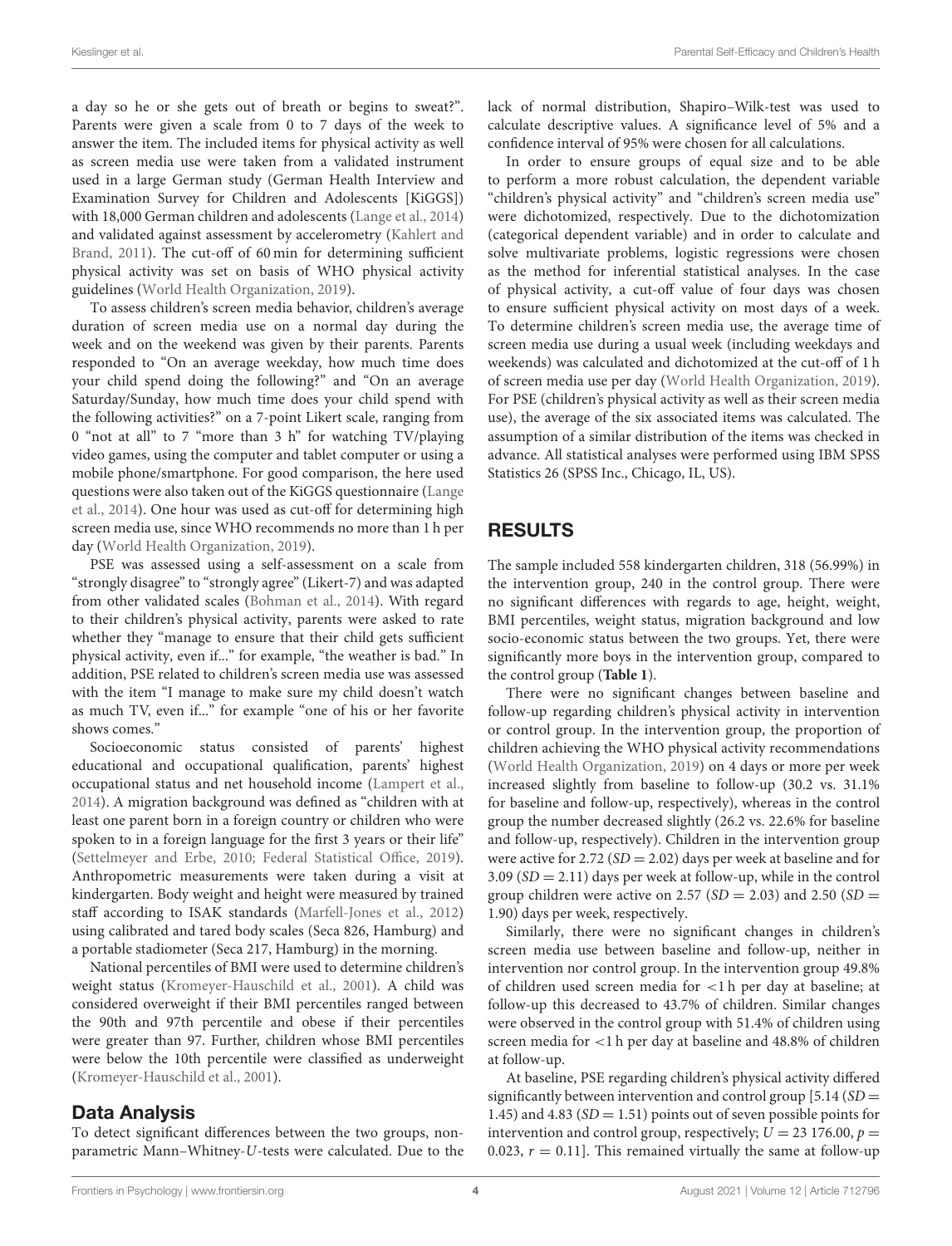a day so he or she gets out of breath or begins to sweat?". Parents were given a scale from 0 to 7 days of the week to answer the item. The included items for physical activity as well as screen media use were taken from a validated instrument used in a large German study (German Health Interview and Examination Survey for Children and Adolescents [KiGGS]) with 18,000 German children and adolescents (Lange et al., 2014) and validated against assessment by accelerometry (Kahlert and Brand, 2011). The cut-off of 60 min for determining sufficient physical activity was set on basis of WHO physical activity guidelines (World Health Organization, 2019).

To assess children's screen media behavior, children's average duration of screen media use on a normal day during the week and on the weekend was given by their parents. Parents responded to "On an average weekday, how much time does your child spend doing the following?" and "On an average Saturday/Sunday, how much time does your child spend with the following activities?" on a 7-point Likert scale, ranging from 0 "not at all" to 7 "more than 3 h" for watching TV/playing video games, using the computer and tablet computer or using a mobile phone/smartphone. For good comparison, the here used questions were also taken out of the KiGGS questionnaire (Lange et al., 2014). One hour was used as cut-off for determining high screen media use, since WHO recommends no more than 1 h per day (World Health Organization, 2019).

PSE was assessed using a self-assessment on a scale from "strongly disagree" to "strongly agree" (Likert-7) and was adapted from other validated scales (Bohman et al., 2014). With regard to their children's physical activity, parents were asked to rate whether they "manage to ensure that their child gets sufficient physical activity, even if..." for example, "the weather is bad." In addition, PSE related to children's screen media use was assessed with the item "I manage to make sure my child doesn't watch as much TV, even if..." for example "one of his or her favorite shows comes."

Socioeconomic status consisted of parents' highest educational and occupational qualification, parents' highest occupational status and net household income (Lampert et al., 2014). A migration background was defined as "children with at least one parent born in a foreign country or children who were spoken to in a foreign language for the first 3 years or their life" (Settelmeyer and Erbe, 2010; Federal Statistical Office, 2019). Anthropometric measurements were taken during a visit at kindergarten. Body weight and height were measured by trained staff according to ISAK standards (Marfell-Jones et al., 2012) using calibrated and tared body scales (Seca 826, Hamburg) and a portable stadiometer (Seca 217, Hamburg) in the morning.

National percentiles of BMI were used to determine children's weight status (Kromeyer-Hauschild et al., 2001). A child was considered overweight if their BMI percentiles ranged between the 90th and 97th percentile and obese if their percentiles were greater than 97. Further, children whose BMI percentiles were below the 10th percentile were classified as underweight (Kromeyer-Hauschild et al., 2001).

## Data Analysis

To detect significant differences between the two groups, non-parametric Mann–Whitney-*U*-tests were calculated. Due to the lack of normal distribution, Shapiro–Wilk-test was used to calculate descriptive values. A significance level of 5% and a confidence interval of 95% were chosen for all calculations.

In order to ensure groups of equal size and to be able to perform a more robust calculation, the dependent variable "children's physical activity" and "children's screen media use" were dichotomized, respectively. Due to the dichotomization (categorical dependent variable) and in order to calculate and solve multivariate problems, logistic regressions were chosen as the method for inferential statistical analyses. In the case of physical activity, a cut-off value of four days was chosen to ensure sufficient physical activity on most days of a week. To determine children's screen media use, the average time of screen media use during a usual week (including weekdays and weekends) was calculated and dichotomized at the cut-off of 1 h of screen media use per day (World Health Organization, 2019). For PSE (children's physical activity as well as their screen media use), the average of the six associated items was calculated. The assumption of a similar distribution of the items was checked in advance. All statistical analyses were performed using IBM SPSS Statistics 26 (SPSS Inc., Chicago, IL, US).

# RESULTS

The sample included 558 kindergarten children, 318 (56.99%) in the intervention group, 240 in the control group. There were no significant differences with regards to age, height, weight, BMI percentiles, weight status, migration background and low socio-economic status between the two groups. Yet, there were significantly more boys in the intervention group, compared to the control group (**Table 1**).

There were no significant changes between baseline and follow-up regarding children's physical activity in intervention or control group. In the intervention group, the proportion of children achieving the WHO physical activity recommendations (World Health Organization, 2019) on 4 days or more per week increased slightly from baseline to follow-up (30.2 vs. 31.1% for baseline and follow-up, respectively), whereas in the control group the number decreased slightly (26.2 vs. 22.6% for baseline and follow-up, respectively). Children in the intervention group were active for 2.72 ($SD = 2.02$) days per week at baseline and for 3.09 ($SD = 2.11$) days per week at follow-up, while in the control group children were active on 2.57 ($SD = 2.03$) and 2.50 ($SD = 1.90$) days per week, respectively.

Similarly, there were no significant changes in children's screen media use between baseline and follow-up, neither in intervention nor control group. In the intervention group 49.8% of children used screen media for <1 h per day at baseline; at follow-up this decreased to 43.7% of children. Similar changes were observed in the control group with 51.4% of children using screen media for <1 h per day at baseline and 48.8% of children at follow-up.

At baseline, PSE regarding children's physical activity differed significantly between intervention and control group [5.14 ($SD = 1.45$) and 4.83 ($SD = 1.51$) points out of seven possible points for intervention and control group, respectively; $U = 23\ 176.00$, $p = 0.023$, $r = 0.11$]. This remained virtually the same at follow-up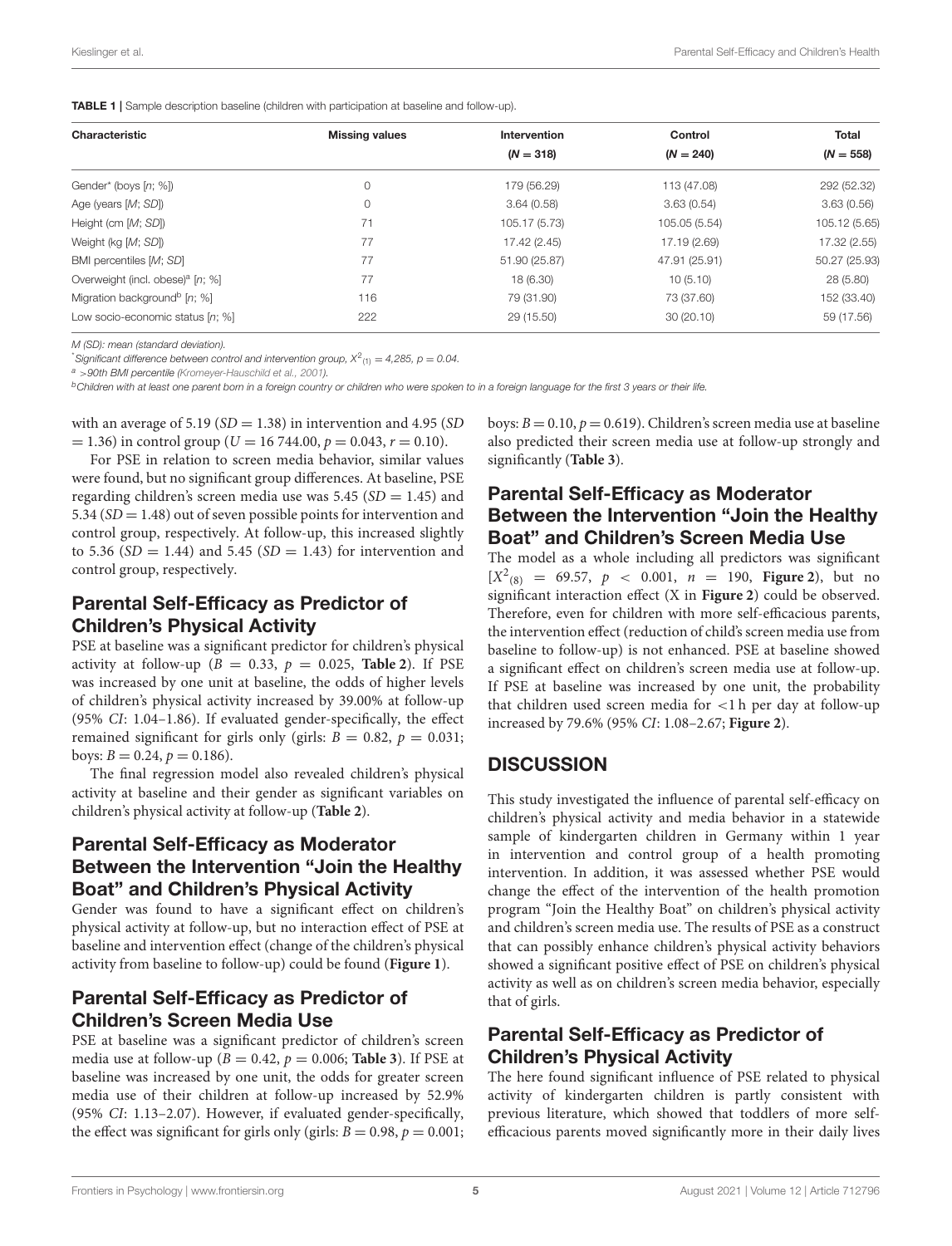**TABLE 1 |** Sample description baseline (children with participation at baseline and follow-up).

| Characteristic | Missing values | Intervention ($N = 318$) | Control ($N = 240$) | Total ($N = 558$) |
|---|---|---|---|---|
| Gender* (boys [*n*; %]) | 0 | 179 (56.29) | 113 (47.08) | 292 (52.32) |
| Age (years [*M*; *SD*]) | 0 | 3.64 (0.58) | 3.63 (0.54) | 3.63 (0.56) |
| Height (cm [*M*; *SD*]) | 71 | 105.17 (5.73) | 105.05 (5.54) | 105.12 (5.65) |
| Weight (kg [*M*; *SD*]) | 77 | 17.42 (2.45) | 17.19 (2.69) | 17.32 (2.55) |
| BMI percentiles [*M*; *SD*] | 77 | 51.90 (25.87) | 47.91 (25.91) | 50.27 (25.93) |
| Overweight (incl. obese)[a] [*n*; %] | 77 | 18 (6.30) | 10 (5.10) | 28 (5.80) |
| Migration background[b] [*n*; %] | 116 | 79 (31.90) | 73 (37.60) | 152 (33.40) |
| Low socio-economic status [*n*; %] | 222 | 29 (15.50) | 30 (20.10) | 59 (17.56) |

*M (SD): mean (standard deviation).*

*Significant difference between control and intervention group, $X^2_{(1)} = 4,285$, $p = 0.04$.*

[a] *>90th BMI percentile (Kromeyer-Hauschild et al., 2001).*

[b] *Children with at least one parent born in a foreign country or children who were spoken to in a foreign language for the first 3 years or their life.*

with an average of 5.19 ($SD = 1.38$) in intervention and 4.95 ($SD = 1.36$) in control group ($U = 16\,744.00$, $p = 0.043$, $r = 0.10$).

For PSE in relation to screen media behavior, similar values were found, but no significant group differences. At baseline, PSE regarding children's screen media use was 5.45 ($SD = 1.45$) and 5.34 ($SD = 1.48$) out of seven possible points for intervention and control group, respectively. At follow-up, this increased slightly to 5.36 ($SD = 1.44$) and 5.45 ($SD = 1.43$) for intervention and control group, respectively.

## Parental Self-Efficacy as Predictor of Children's Physical Activity

PSE at baseline was a significant predictor for children's physical activity at follow-up ($B = 0.33$, $p = 0.025$, **Table 2**). If PSE was increased by one unit at baseline, the odds of higher levels of children's physical activity increased by 39.00% at follow-up (95% *CI*: 1.04–1.86). If evaluated gender-specifically, the effect remained significant for girls only (girls: $B = 0.82$, $p = 0.031$; boys: $B = 0.24$, $p = 0.186$).

The final regression model also revealed children's physical activity at baseline and their gender as significant variables on children's physical activity at follow-up (**Table 2**).

## Parental Self-Efficacy as Moderator Between the Intervention "Join the Healthy Boat" and Children's Physical Activity

Gender was found to have a significant effect on children's physical activity at follow-up, but no interaction effect of PSE at baseline and intervention effect (change of the children's physical activity from baseline to follow-up) could be found (**Figure 1**).

## Parental Self-Efficacy as Predictor of Children's Screen Media Use

PSE at baseline was a significant predictor of children's screen media use at follow-up ($B = 0.42$, $p = 0.006$; **Table 3**). If PSE at baseline was increased by one unit, the odds for greater screen media use of their children at follow-up increased by 52.9% (95% *CI*: 1.13–2.07). However, if evaluated gender-specifically, the effect was significant for girls only (girls: $B = 0.98$, $p = 0.001$; boys: $B = 0.10$, $p = 0.619$). Children's screen media use at baseline also predicted their screen media use at follow-up strongly and significantly (**Table 3**).

## Parental Self-Efficacy as Moderator Between the Intervention "Join the Healthy Boat" and Children's Screen Media Use

The model as a whole including all predictors was significant [$X^2_{(8)} = 69.57$, $p < 0.001$, $n = 190$, **Figure 2**), but no significant interaction effect (X in **Figure 2**) could be observed. Therefore, even for children with more self-efficacious parents, the intervention effect (reduction of child's screen media use from baseline to follow-up) is not enhanced. PSE at baseline showed a significant effect on children's screen media use at follow-up. If PSE at baseline was increased by one unit, the probability that children used screen media for <1 h per day at follow-up increased by 79.6% (95% *CI*: 1.08–2.67; **Figure 2**).

# DISCUSSION

This study investigated the influence of parental self-efficacy on children's physical activity and media behavior in a statewide sample of kindergarten children in Germany within 1 year in intervention and control group of a health promoting intervention. In addition, it was assessed whether PSE would change the effect of the intervention of the health promotion program "Join the Healthy Boat" on children's physical activity and children's screen media use. The results of PSE as a construct that can possibly enhance children's physical activity behaviors showed a significant positive effect of PSE on children's physical activity as well as on children's screen media behavior, especially that of girls.

## Parental Self-Efficacy as Predictor of Children's Physical Activity

The here found significant influence of PSE related to physical activity of kindergarten children is partly consistent with previous literature, which showed that toddlers of more self-efficacious parents moved significantly more in their daily lives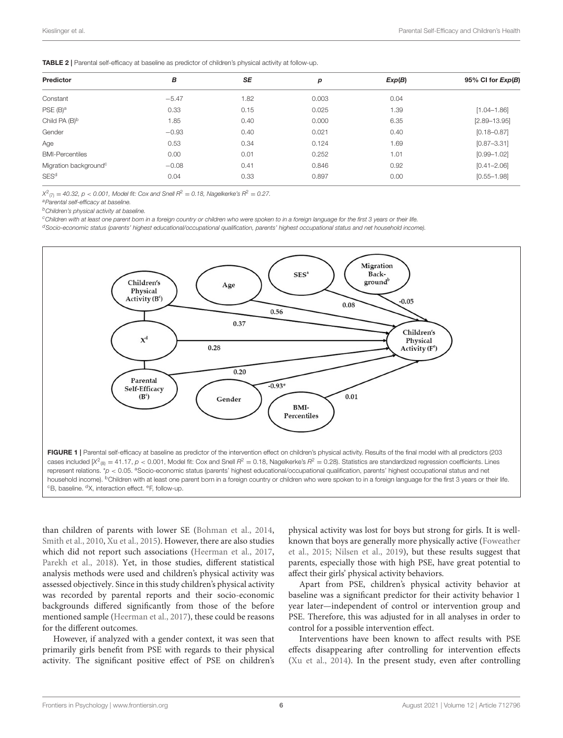**TABLE 2 |** Parental self-efficacy at baseline as predictor of children's physical activity at follow-up.

| Predictor | *B* | *SE* | *p* | *Exp(B)* | 95% CI for *Exp(B)* |
|---|---|---|---|---|---|
| Constant | −5.47 | 1.82 | 0.003 | 0.04 | |
| PSE (B)[a] | 0.33 | 0.15 | 0.025 | 1.39 | [1.04–1.86] |
| Child PA (B)[b] | 1.85 | 0.40 | 0.000 | 6.35 | [2.89–13.95] |
| Gender | −0.93 | 0.40 | 0.021 | 0.40 | [0.18–0.87] |
| Age | 0.53 | 0.34 | 0.124 | 1.69 | [0.87–3.31] |
| BMI-Percentiles | 0.00 | 0.01 | 0.252 | 1.01 | [0.99–1.02] |
| Migration background[c] | −0.08 | 0.41 | 0.846 | 0.92 | [0.41–2.06] |
| SES[d] | 0.04 | 0.33 | 0.897 | 0.00 | [0.55–1.98] |

$X^2_{(7)} = 40.32$, $p < 0.001$, Model fit: Cox and Snell $R^2 = 0.18$, Nagelkerke's $R^2 = 0.27$.

[a]Parental self-efficacy at baseline.

[b]Children's physical activity at baseline.

[c]Children with at least one parent born in a foreign country or children who were spoken to in a foreign language for the first 3 years or their life.

[d]Socio-economic status (parents' highest educational/occupational qualification, parents' highest occupational status and net household income).

**FIGURE 1 |** Parental self-efficacy at baseline as predictor of the intervention effect on children's physical activity. Results of the final model with all predictors (203 cases included [$X^2_{(8)} = 41.17$, $p < 0.001$, Model fit: Cox and Snell $R^2 = 0.18$, Nagelkerke's $R^2 = 0.28$). Statistics are standardized regression coefficients. Lines represent relations. *$p < 0.05$. [a]Socio-economic status (parents' highest educational/occupational qualification, parents' highest occupational status and net household income). [b]Children with at least one parent born in a foreign country or children who were spoken to in a foreign language for the first 3 years or their life. [c]B, baseline. [d]X, interaction effect. [e]F, follow-up.

than children of parents with lower SE (Bohman et al., 2014, Smith et al., 2010, Xu et al., 2015). However, there are also studies which did not report such associations (Heerman et al., 2017, Parekh et al., 2018). Yet, in those studies, different statistical analysis methods were used and children's physical activity was assessed objectively. Since in this study children's physical activity was recorded by parental reports and their socio-economic backgrounds differed significantly from those of the before mentioned sample (Heerman et al., 2017), these could be reasons for the different outcomes.

However, if analyzed with a gender context, it was seen that primarily girls benefit from PSE with regards to their physical activity. The significant positive effect of PSE on children's physical activity was lost for boys but strong for girls. It is well-known that boys are generally more physically active (Foweather et al., 2015; Nilsen et al., 2019), but these results suggest that parents, especially those with high PSE, have great potential to affect their girls' physical activity behaviors.

Apart from PSE, children's physical activity behavior at baseline was a significant predictor for their activity behavior 1 year later—independent of control or intervention group and PSE. Therefore, this was adjusted for in all analyses in order to control for a possible intervention effect.

Interventions have been known to affect results with PSE effects disappearing after controlling for intervention effects (Xu et al., 2014). In the present study, even after controlling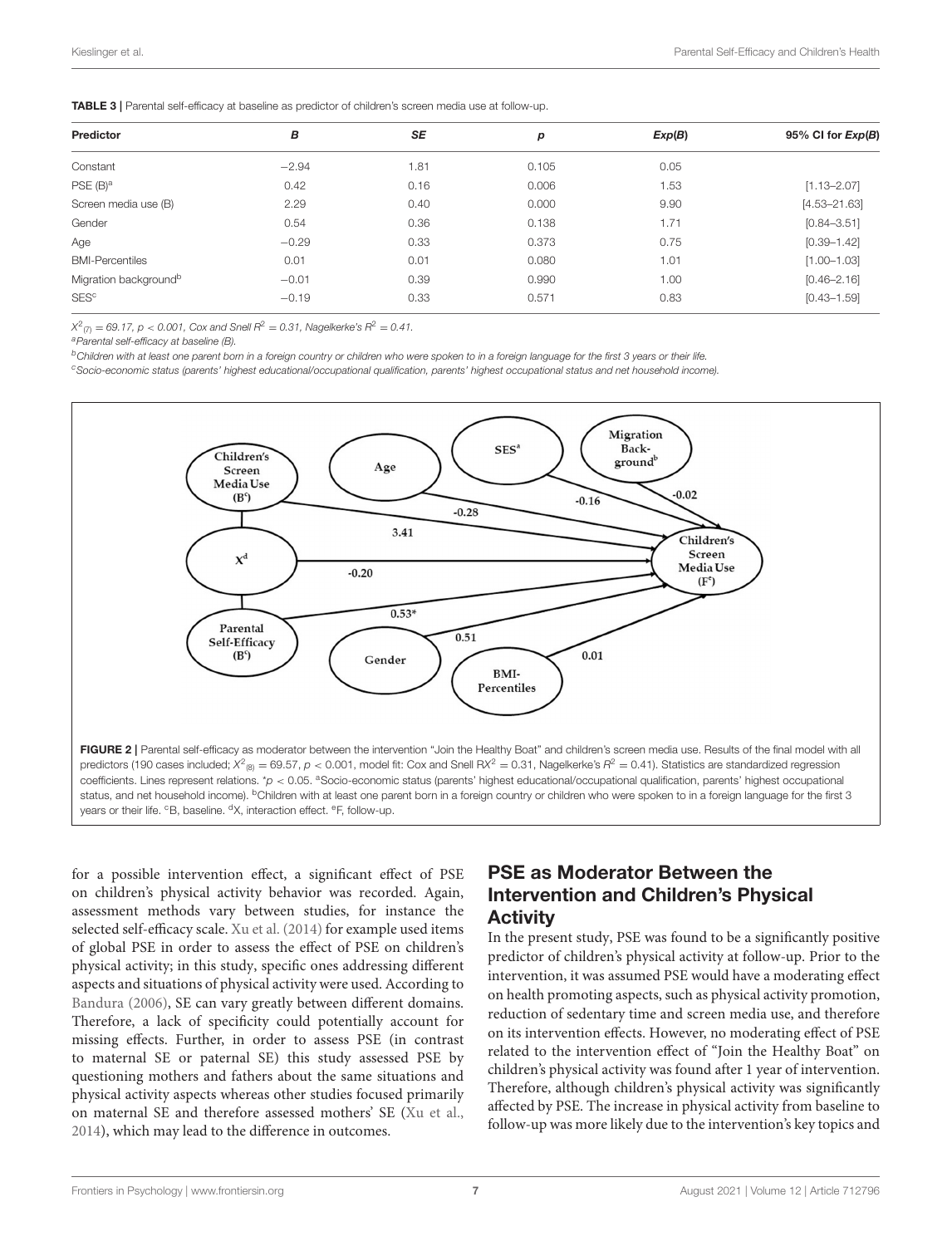**TABLE 3 |** Parental self-efficacy at baseline as predictor of children's screen media use at follow-up.

| Predictor | *B* | *SE* | *p* | *Exp(B)* | 95% CI for *Exp(B)* |
|---|---|---|---|---|---|
| Constant | −2.94 | 1.81 | 0.105 | 0.05 | |
| PSE (B)[a] | 0.42 | 0.16 | 0.006 | 1.53 | [1.13–2.07] |
| Screen media use (B) | 2.29 | 0.40 | 0.000 | 9.90 | [4.53–21.63] |
| Gender | 0.54 | 0.36 | 0.138 | 1.71 | [0.84–3.51] |
| Age | −0.29 | 0.33 | 0.373 | 0.75 | [0.39–1.42] |
| BMI-Percentiles | 0.01 | 0.01 | 0.080 | 1.01 | [1.00–1.03] |
| Migration background[b] | −0.01 | 0.39 | 0.990 | 1.00 | [0.46–2.16] |
| SES[c] | −0.19 | 0.33 | 0.571 | 0.83 | [0.43–1.59] |

*$X^2_{(7)} = 69.17$, $p < 0.001$, Cox and Snell $R^2 = 0.31$, Nagelkerke's $R^2 = 0.41$.*

[a]*Parental self-efficacy at baseline (B).*

[b]*Children with at least one parent born in a foreign country or children who were spoken to in a foreign language for the first 3 years or their life.*

[c]*Socio-economic status (parents' highest educational/occupational qualification, parents' highest occupational status and net household income).*

**FIGURE 2 |** Parental self-efficacy as moderator between the intervention "Join the Healthy Boat" and children's screen media use. Results of the final model with all predictors (190 cases included; $X^2_{(8)} = 69.57$, $p < 0.001$, model fit: Cox and Snell $RX^2 = 0.31$, Nagelkerke's $R^2 = 0.41$). Statistics are standardized regression coefficients. Lines represent relations. *$p < 0.05$. [a]Socio-economic status (parents' highest educational/occupational qualification, parents' highest occupational status, and net household income). [b]Children with at least one parent born in a foreign country or children who were spoken to in a foreign language for the first 3 years or their life. [c]B, baseline. [d]X, interaction effect. [e]F, follow-up.

for a possible intervention effect, a significant effect of PSE on children's physical activity behavior was recorded. Again, assessment methods vary between studies, for instance the selected self-efficacy scale. Xu et al. (2014) for example used items of global PSE in order to assess the effect of PSE on children's physical activity; in this study, specific ones addressing different aspects and situations of physical activity were used. According to Bandura (2006), SE can vary greatly between different domains. Therefore, a lack of specificity could potentially account for missing effects. Further, in order to assess PSE (in contrast to maternal SE or paternal SE) this study assessed PSE by questioning mothers and fathers about the same situations and physical activity aspects whereas other studies focused primarily on maternal SE and therefore assessed mothers' SE (Xu et al., 2014), which may lead to the difference in outcomes.

## PSE as Moderator Between the Intervention and Children's Physical Activity

In the present study, PSE was found to be a significantly positive predictor of children's physical activity at follow-up. Prior to the intervention, it was assumed PSE would have a moderating effect on health promoting aspects, such as physical activity promotion, reduction of sedentary time and screen media use, and therefore on its intervention effects. However, no moderating effect of PSE related to the intervention effect of "Join the Healthy Boat" on children's physical activity was found after 1 year of intervention. Therefore, although children's physical activity was significantly affected by PSE. The increase in physical activity from baseline to follow-up was more likely due to the intervention's key topics and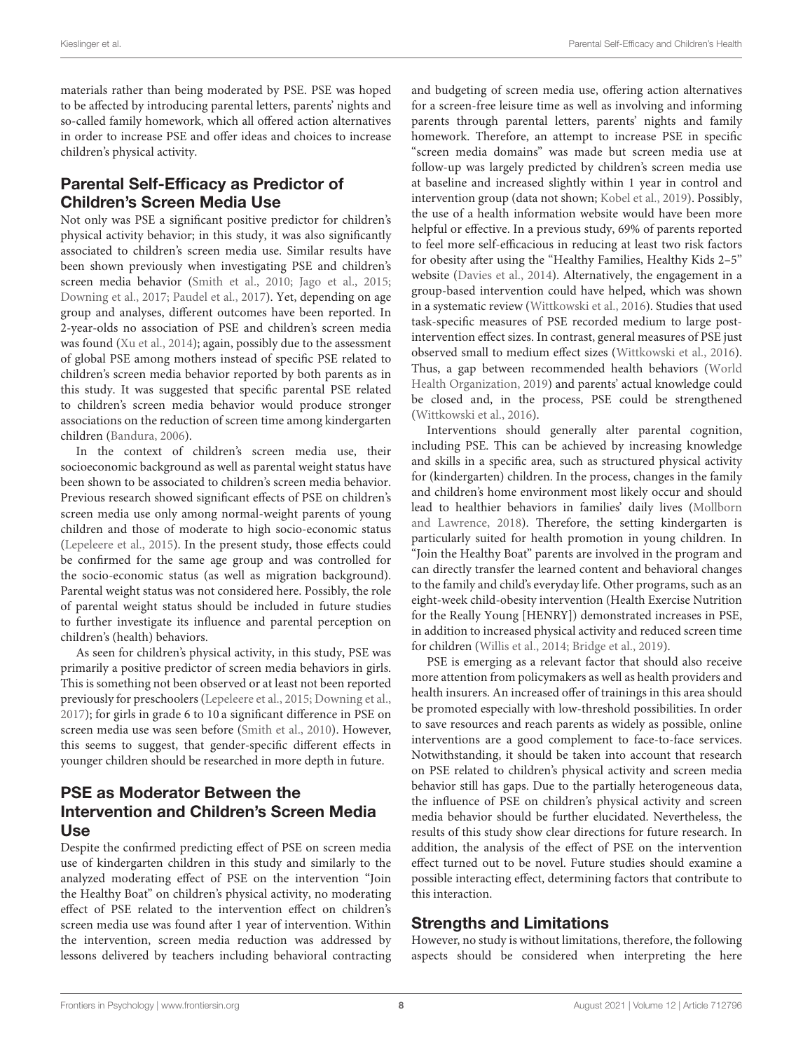materials rather than being moderated by PSE. PSE was hoped to be affected by introducing parental letters, parents' nights and so-called family homework, which all offered action alternatives in order to increase PSE and offer ideas and choices to increase children's physical activity.

## Parental Self-Efficacy as Predictor of Children's Screen Media Use

Not only was PSE a significant positive predictor for children's physical activity behavior; in this study, it was also significantly associated to children's screen media use. Similar results have been shown previously when investigating PSE and children's screen media behavior (Smith et al., 2010; Jago et al., 2015; Downing et al., 2017; Paudel et al., 2017). Yet, depending on age group and analyses, different outcomes have been reported. In 2-year-olds no association of PSE and children's screen media was found (Xu et al., 2014); again, possibly due to the assessment of global PSE among mothers instead of specific PSE related to children's screen media behavior reported by both parents as in this study. It was suggested that specific parental PSE related to children's screen media behavior would produce stronger associations on the reduction of screen time among kindergarten children (Bandura, 2006).

In the context of children's screen media use, their socioeconomic background as well as parental weight status have been shown to be associated to children's screen media behavior. Previous research showed significant effects of PSE on children's screen media use only among normal-weight parents of young children and those of moderate to high socio-economic status (Lepeleere et al., 2015). In the present study, those effects could be confirmed for the same age group and was controlled for the socio-economic status (as well as migration background). Parental weight status was not considered here. Possibly, the role of parental weight status should be included in future studies to further investigate its influence and parental perception on children's (health) behaviors.

As seen for children's physical activity, in this study, PSE was primarily a positive predictor of screen media behaviors in girls. This is something not been observed or at least not been reported previously for preschoolers (Lepeleere et al., 2015; Downing et al., 2017); for girls in grade 6 to 10 a significant difference in PSE on screen media use was seen before (Smith et al., 2010). However, this seems to suggest, that gender-specific different effects in younger children should be researched in more depth in future.

## PSE as Moderator Between the Intervention and Children's Screen Media Use

Despite the confirmed predicting effect of PSE on screen media use of kindergarten children in this study and similarly to the analyzed moderating effect of PSE on the intervention "Join the Healthy Boat" on children's physical activity, no moderating effect of PSE related to the intervention effect on children's screen media use was found after 1 year of intervention. Within the intervention, screen media reduction was addressed by lessons delivered by teachers including behavioral contracting and budgeting of screen media use, offering action alternatives for a screen-free leisure time as well as involving and informing parents through parental letters, parents' nights and family homework. Therefore, an attempt to increase PSE in specific "screen media domains" was made but screen media use at follow-up was largely predicted by children's screen media use at baseline and increased slightly within 1 year in control and intervention group (data not shown; Kobel et al., 2019). Possibly, the use of a health information website would have been more helpful or effective. In a previous study, 69% of parents reported to feel more self-efficacious in reducing at least two risk factors for obesity after using the "Healthy Families, Healthy Kids 2–5" website (Davies et al., 2014). Alternatively, the engagement in a group-based intervention could have helped, which was shown in a systematic review (Wittkowski et al., 2016). Studies that used task-specific measures of PSE recorded medium to large post-intervention effect sizes. In contrast, general measures of PSE just observed small to medium effect sizes (Wittkowski et al., 2016). Thus, a gap between recommended health behaviors (World Health Organization, 2019) and parents' actual knowledge could be closed and, in the process, PSE could be strengthened (Wittkowski et al., 2016).

Interventions should generally alter parental cognition, including PSE. This can be achieved by increasing knowledge and skills in a specific area, such as structured physical activity for (kindergarten) children. In the process, changes in the family and children's home environment most likely occur and should lead to healthier behaviors in families' daily lives (Mollborn and Lawrence, 2018). Therefore, the setting kindergarten is particularly suited for health promotion in young children. In "Join the Healthy Boat" parents are involved in the program and can directly transfer the learned content and behavioral changes to the family and child's everyday life. Other programs, such as an eight-week child-obesity intervention (Health Exercise Nutrition for the Really Young [HENRY]) demonstrated increases in PSE, in addition to increased physical activity and reduced screen time for children (Willis et al., 2014; Bridge et al., 2019).

PSE is emerging as a relevant factor that should also receive more attention from policymakers as well as health providers and health insurers. An increased offer of trainings in this area should be promoted especially with low-threshold possibilities. In order to save resources and reach parents as widely as possible, online interventions are a good complement to face-to-face services. Notwithstanding, it should be taken into account that research on PSE related to children's physical activity and screen media behavior still has gaps. Due to the partially heterogeneous data, the influence of PSE on children's physical activity and screen media behavior should be further elucidated. Nevertheless, the results of this study show clear directions for future research. In addition, the analysis of the effect of PSE on the intervention effect turned out to be novel. Future studies should examine a possible interacting effect, determining factors that contribute to this interaction.

## Strengths and Limitations

However, no study is without limitations, therefore, the following aspects should be considered when interpreting the here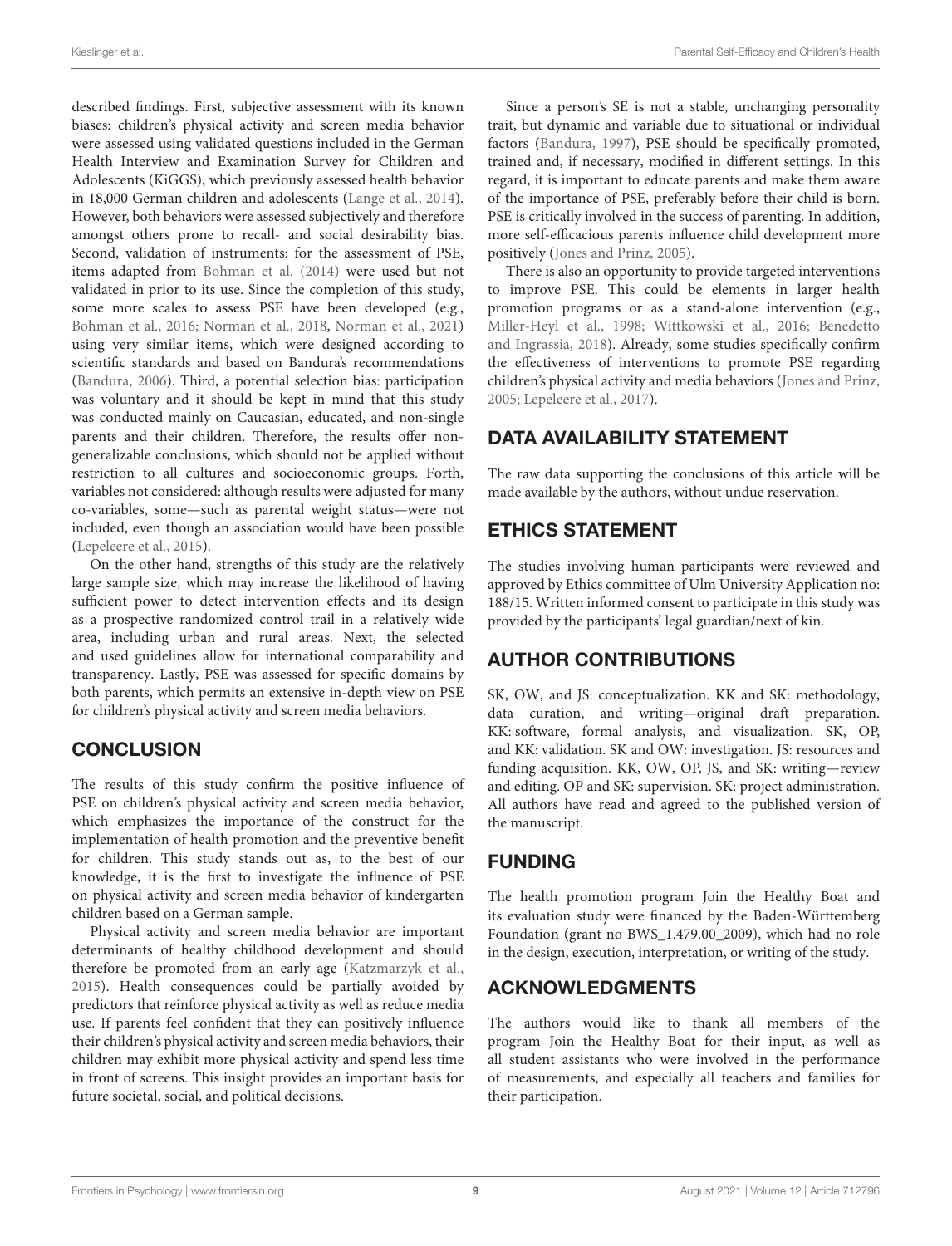described findings. First, subjective assessment with its known biases: children's physical activity and screen media behavior were assessed using validated questions included in the German Health Interview and Examination Survey for Children and Adolescents (KiGGS), which previously assessed health behavior in 18,000 German children and adolescents (Lange et al., 2014). However, both behaviors were assessed subjectively and therefore amongst others prone to recall- and social desirability bias. Second, validation of instruments: for the assessment of PSE, items adapted from Bohman et al. (2014) were used but not validated in prior to its use. Since the completion of this study, some more scales to assess PSE have been developed (e.g., Bohman et al., 2016; Norman et al., 2018, Norman et al., 2021) using very similar items, which were designed according to scientific standards and based on Bandura's recommendations (Bandura, 2006). Third, a potential selection bias: participation was voluntary and it should be kept in mind that this study was conducted mainly on Caucasian, educated, and non-single parents and their children. Therefore, the results offer non-generalizable conclusions, which should not be applied without restriction to all cultures and socioeconomic groups. Forth, variables not considered: although results were adjusted for many co-variables, some—such as parental weight status—were not included, even though an association would have been possible (Lepeleere et al., 2015).

On the other hand, strengths of this study are the relatively large sample size, which may increase the likelihood of having sufficient power to detect intervention effects and its design as a prospective randomized control trail in a relatively wide area, including urban and rural areas. Next, the selected and used guidelines allow for international comparability and transparency. Lastly, PSE was assessed for specific domains by both parents, which permits an extensive in-depth view on PSE for children's physical activity and screen media behaviors.

## CONCLUSION

The results of this study confirm the positive influence of PSE on children's physical activity and screen media behavior, which emphasizes the importance of the construct for the implementation of health promotion and the preventive benefit for children. This study stands out as, to the best of our knowledge, it is the first to investigate the influence of PSE on physical activity and screen media behavior of kindergarten children based on a German sample.

Physical activity and screen media behavior are important determinants of healthy childhood development and should therefore be promoted from an early age (Katzmarzyk et al., 2015). Health consequences could be partially avoided by predictors that reinforce physical activity as well as reduce media use. If parents feel confident that they can positively influence their children's physical activity and screen media behaviors, their children may exhibit more physical activity and spend less time in front of screens. This insight provides an important basis for future societal, social, and political decisions.

Since a person's SE is not a stable, unchanging personality trait, but dynamic and variable due to situational or individual factors (Bandura, 1997), PSE should be specifically promoted, trained and, if necessary, modified in different settings. In this regard, it is important to educate parents and make them aware of the importance of PSE, preferably before their child is born. PSE is critically involved in the success of parenting. In addition, more self-efficacious parents influence child development more positively (Jones and Prinz, 2005).

There is also an opportunity to provide targeted interventions to improve PSE. This could be elements in larger health promotion programs or as a stand-alone intervention (e.g., Miller-Heyl et al., 1998; Wittkowski et al., 2016; Benedetto and Ingrassia, 2018). Already, some studies specifically confirm the effectiveness of interventions to promote PSE regarding children's physical activity and media behaviors (Jones and Prinz, 2005; Lepeleere et al., 2017).

## DATA AVAILABILITY STATEMENT

The raw data supporting the conclusions of this article will be made available by the authors, without undue reservation.

## ETHICS STATEMENT

The studies involving human participants were reviewed and approved by Ethics committee of Ulm University Application no: 188/15. Written informed consent to participate in this study was provided by the participants' legal guardian/next of kin.

## AUTHOR CONTRIBUTIONS

SK, OW, and JS: conceptualization. KK and SK: methodology, data curation, and writing—original draft preparation. KK: software, formal analysis, and visualization. SK, OP, and KK: validation. SK and OW: investigation. JS: resources and funding acquisition. KK, OW, OP, JS, and SK: writing—review and editing. OP and SK: supervision. SK: project administration. All authors have read and agreed to the published version of the manuscript.

## FUNDING

The health promotion program Join the Healthy Boat and its evaluation study were financed by the Baden-Württemberg Foundation (grant no BWS_1.479.00_2009), which had no role in the design, execution, interpretation, or writing of the study.

## ACKNOWLEDGMENTS

The authors would like to thank all members of the program Join the Healthy Boat for their input, as well as all student assistants who were involved in the performance of measurements, and especially all teachers and families for their participation.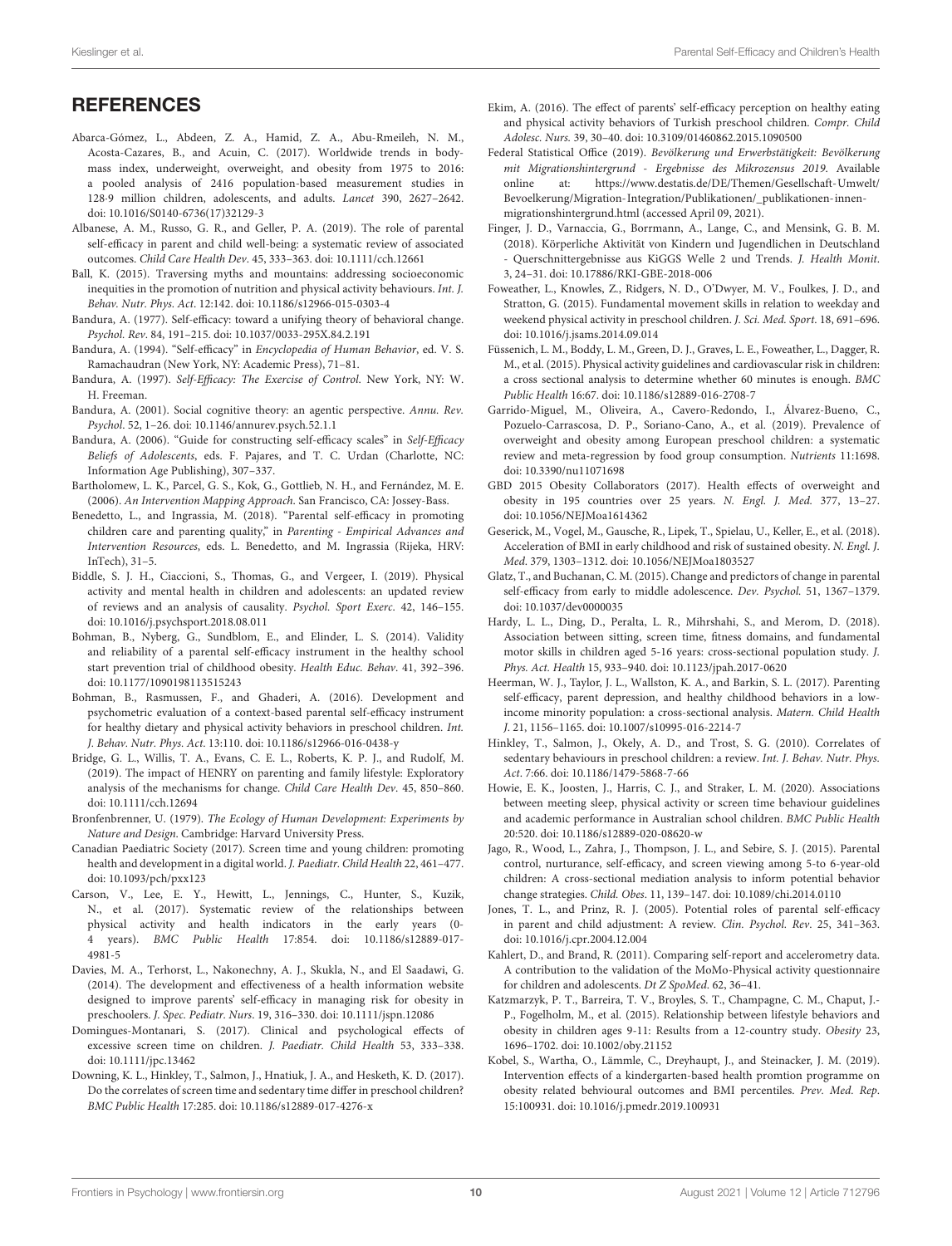## REFERENCES

Abarca-Gómez, L., Abdeen, Z. A., Hamid, Z. A., Abu-Rmeileh, N. M., Acosta-Cazares, B., and Acuin, C. (2017). Worldwide trends in body-mass index, underweight, overweight, and obesity from 1975 to 2016: a pooled analysis of 2416 population-based measurement studies in 128·9 million children, adolescents, and adults. *Lancet* 390, 2627–2642. doi: 10.1016/S0140-6736(17)32129-3

Albanese, A. M., Russo, G. R., and Geller, P. A. (2019). The role of parental self-efficacy in parent and child well-being: a systematic review of associated outcomes. *Child Care Health Dev*. 45, 333–363. doi: 10.1111/cch.12661

Ball, K. (2015). Traversing myths and mountains: addressing socioeconomic inequities in the promotion of nutrition and physical activity behaviours. *Int. J. Behav. Nutr. Phys. Act*. 12:142. doi: 10.1186/s12966-015-0303-4

Bandura, A. (1977). Self-efficacy: toward a unifying theory of behavioral change. *Psychol. Rev*. 84, 191–215. doi: 10.1037/0033-295X.84.2.191

Bandura, A. (1994). "Self-efficacy" in *Encyclopedia of Human Behavior*, ed. V. S. Ramachaudran (New York, NY: Academic Press), 71–81.

Bandura, A. (1997). *Self-Efficacy: The Exercise of Control*. New York, NY: W. H. Freeman.

Bandura, A. (2001). Social cognitive theory: an agentic perspective. *Annu. Rev. Psychol*. 52, 1–26. doi: 10.1146/annurev.psych.52.1.1

Bandura, A. (2006). "Guide for constructing self-efficacy scales" in *Self-Efficacy Beliefs of Adolescents*, eds. F. Pajares, and T. C. Urdan (Charlotte, NC: Information Age Publishing), 307–337.

Bartholomew, L. K., Parcel, G. S., Kok, G., Gottlieb, N. H., and Fernández, M. E. (2006). *An Intervention Mapping Approach*. San Francisco, CA: Jossey-Bass.

Benedetto, L., and Ingrassia, M. (2018). "Parental self-efficacy in promoting children care and parenting quality," in *Parenting - Empirical Advances and Intervention Resources*, eds. L. Benedetto, and M. Ingrassia (Rijeka, HRV: InTech), 31–5.

Biddle, S. J. H., Ciaccioni, S., Thomas, G., and Vergeer, I. (2019). Physical activity and mental health in children and adolescents: an updated review of reviews and an analysis of causality. *Psychol. Sport Exerc*. 42, 146–155. doi: 10.1016/j.psychsport.2018.08.011

Bohman, B., Nyberg, G., Sundblom, E., and Elinder, L. S. (2014). Validity and reliability of a parental self-efficacy instrument in the healthy school start prevention trial of childhood obesity. *Health Educ. Behav*. 41, 392–396. doi: 10.1177/1090198113515243

Bohman, B., Rasmussen, F., and Ghaderi, A. (2016). Development and psychometric evaluation of a context-based parental self-efficacy instrument for healthy dietary and physical activity behaviors in preschool children. *Int. J. Behav. Nutr. Phys. Act*. 13:110. doi: 10.1186/s12966-016-0438-y

Bridge, G. L., Willis, T. A., Evans, C. E. L., Roberts, K. P. J., and Rudolf, M. (2019). The impact of HENRY on parenting and family lifestyle: Exploratory analysis of the mechanisms for change. *Child Care Health Dev*. 45, 850–860. doi: 10.1111/cch.12694

Bronfenbrenner, U. (1979). *The Ecology of Human Development: Experiments by Nature and Design*. Cambridge: Harvard University Press.

Canadian Paediatric Society (2017). Screen time and young children: promoting health and development in a digital world. *J. Paediatr. Child Health* 22, 461–477. doi: 10.1093/pch/pxx123

Carson, V., Lee, E. Y., Hewitt, L., Jennings, C., Hunter, S., Kuzik, N., et al. (2017). Systematic review of the relationships between physical activity and health indicators in the early years (0-4 years). *BMC Public Health* 17:854. doi: 10.1186/s12889-017-4981-5

Davies, M. A., Terhorst, L., Nakonechny, A. J., Skukla, N., and El Saadawi, G. (2014). The development and effectiveness of a health information website designed to improve parents' self-efficacy in managing risk for obesity in preschoolers. *J. Spec. Pediatr. Nurs*. 19, 316–330. doi: 10.1111/jspn.12086

Domingues-Montanari, S. (2017). Clinical and psychological effects of excessive screen time on children. *J. Paediatr. Child Health* 53, 333–338. doi: 10.1111/jpc.13462

Downing, K. L., Hinkley, T., Salmon, J., Hnatiuk, J. A., and Hesketh, K. D. (2017). Do the correlates of screen time and sedentary time differ in preschool children? *BMC Public Health* 17:285. doi: 10.1186/s12889-017-4276-x

Ekim, A. (2016). The effect of parents' self-efficacy perception on healthy eating and physical activity behaviors of Turkish preschool children. *Compr. Child Adolesc. Nurs*. 39, 30–40. doi: 10.3109/01460862.2015.1090500

Federal Statistical Office (2019). *Bevölkerung und Erwerbstätigkeit: Bevölkerung mit Migrationshintergrund - Ergebnisse des Mikrozensus 2019*. Available online at: https://www.destatis.de/DE/Themen/Gesellschaft-Umwelt/Bevoelkerung/Migration-Integration/Publikationen/_publikationen-innen-migrationshintergrund.html (accessed April 09, 2021).

Finger, J. D., Varnaccia, G., Borrmann, A., Lange, C., and Mensink, G. B. M. (2018). Körperliche Aktivität von Kindern und Jugendlichen in Deutschland - Querschnittergebnisse aus KiGGS Welle 2 und Trends. *J. Health Monit*. 3, 24–31. doi: 10.17886/RKI-GBE-2018-006

Foweather, L., Knowles, Z., Ridgers, N. D., O'Dwyer, M. V., Foulkes, J. D., and Stratton, G. (2015). Fundamental movement skills in relation to weekday and weekend physical activity in preschool children. *J. Sci. Med. Sport*. 18, 691–696. doi: 10.1016/j.jsams.2014.09.014

Füssenich, L. M., Boddy, L. M., Green, D. J., Graves, L. E., Foweather, L., Dagger, R. M., et al. (2015). Physical activity guidelines and cardiovascular risk in children: a cross sectional analysis to determine whether 60 minutes is enough. *BMC Public Health* 16:67. doi: 10.1186/s12889-016-2708-7

Garrido-Miguel, M., Oliveira, A., Cavero-Redondo, I., Álvarez-Bueno, C., Pozuelo-Carrascosa, D. P., Soriano-Cano, A., et al. (2019). Prevalence of overweight and obesity among European preschool children: a systematic review and meta-regression by food group consumption. *Nutrients* 11:1698. doi: 10.3390/nu11071698

GBD 2015 Obesity Collaborators (2017). Health effects of overweight and obesity in 195 countries over 25 years. *N. Engl. J. Med*. 377, 13–27. doi: 10.1056/NEJMoa1614362

Geserick, M., Vogel, M., Gausche, R., Lipek, T., Spielau, U., Keller, E., et al. (2018). Acceleration of BMI in early childhood and risk of sustained obesity. *N. Engl. J. Med*. 379, 1303–1312. doi: 10.1056/NEJMoa1803527

Glatz, T., and Buchanan, C. M. (2015). Change and predictors of change in parental self-efficacy from early to middle adolescence. *Dev. Psychol*. 51, 1367–1379. doi: 10.1037/dev0000035

Hardy, L. L., Ding, D., Peralta, L. R., Mihrshahi, S., and Merom, D. (2018). Association between sitting, screen time, fitness domains, and fundamental motor skills in children aged 5-16 years: cross-sectional population study. *J. Phys. Act. Health* 15, 933–940. doi: 10.1123/jpah.2017-0620

Heerman, W. J., Taylor, J. L., Wallston, K. A., and Barkin, S. L. (2017). Parenting self-efficacy, parent depression, and healthy childhood behaviors in a low-income minority population: a cross-sectional analysis. *Matern. Child Health J*. 21, 1156–1165. doi: 10.1007/s10995-016-2214-7

Hinkley, T., Salmon, J., Okely, A. D., and Trost, S. G. (2010). Correlates of sedentary behaviours in preschool children: a review. *Int. J. Behav. Nutr. Phys. Act*. 7:66. doi: 10.1186/1479-5868-7-66

Howie, E. K., Joosten, J., Harris, C. J., and Straker, L. M. (2020). Associations between meeting sleep, physical activity or screen time behaviour guidelines and academic performance in Australian school children. *BMC Public Health* 20:520. doi: 10.1186/s12889-020-08620-w

Jago, R., Wood, L., Zahra, J., Thompson, J. L., and Sebire, S. J. (2015). Parental control, nurturance, self-efficacy, and screen viewing among 5-to 6-year-old children: A cross-sectional mediation analysis to inform potential behavior change strategies. *Child. Obes*. 11, 139–147. doi: 10.1089/chi.2014.0110

Jones, T. L., and Prinz, R. J. (2005). Potential roles of parental self-efficacy in parent and child adjustment: A review. *Clin. Psychol. Rev*. 25, 341–363. doi: 10.1016/j.cpr.2004.12.004

Kahlert, D., and Brand, R. (2011). Comparing self-report and accelerometry data. A contribution to the validation of the MoMo-Physical activity questionnaire for children and adolescents. *Dt Z SpoMed*. 62, 36–41.

Katzmarzyk, P. T., Barreira, T. V., Broyles, S. T., Champagne, C. M., Chaput, J.-P., Fogelholm, M., et al. (2015). Relationship between lifestyle behaviors and obesity in children ages 9-11: Results from a 12-country study. *Obesity* 23, 1696–1702. doi: 10.1002/oby.21152

Kobel, S., Wartha, O., Lämmle, C., Dreyhaupt, J., and Steinacker, J. M. (2019). Intervention effects of a kindergarten-based health promtion programme on obesity related behvioural outcomes and BMI percentiles. *Prev. Med. Rep*. 15:100931. doi: 10.1016/j.pmedr.2019.100931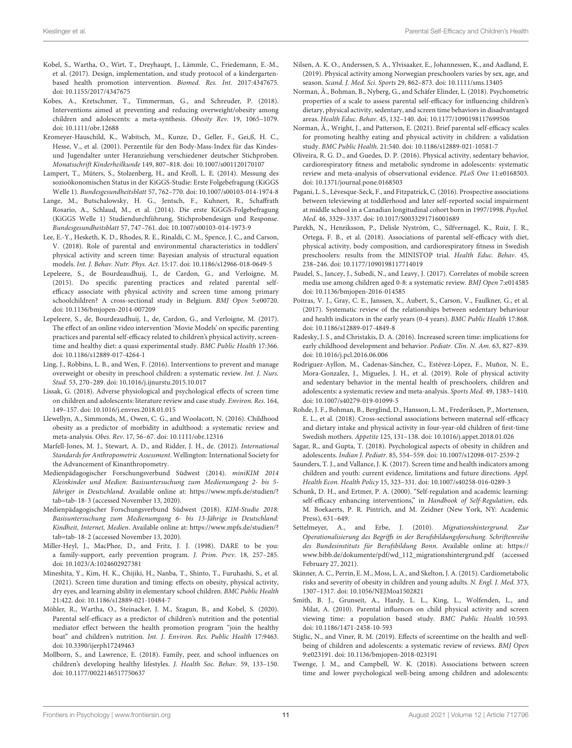Kobel, S., Wartha, O., Wirt, T., Dreyhaupt, J., Lämmle, C., Friedemann, E.-M., et al. (2017). Design, implementation, and study protocol of a kindergarten-based health promotion intervention. *Biomed. Res. Int*. 2017:4347675. doi: 10.1155/2017/4347675

Kobes, A., Kretschmer, T., Timmerman, G., and Schreuder, P. (2018). Interventions aimed at preventing and reducing overweight/obesity among children and adolescents: a meta-synthesis. *Obesity Rev*. 19, 1065–1079. doi: 10.1111/obr.12688

Kromeyer-Hauschild, K., Wabitsch, M., Kunze, D., Geller, F., Geiß, H. C., Hesse, V., et al. (2001). Perzentile für den Body-Mass-Index für das Kindes- und Jugendalter unter Heranziehung verschiedener deutscher Stichproben. *Monatsschrift Kinderheilkunde* 149, 807–818. doi: 10.1007/s001120170107

Lampert, T., Müters, S., Stolzenberg, H., and Kroll, L. E. (2014). Messung des sozioökonomischen Status in der KiGGS-Studie: Erste Folgebefragung (KiGGS Welle 1). *Bundesgesundheitsblatt* 57, 762–770. doi: 10.1007/s00103-014-1974-8

Lange, M., Butschalowsky, H. G., Jentsch, F., Kuhnert, R., Schaffrath Rosario, A., Schlaud, M., et al. (2014). Die erste KiGGS-Folgebefragung (KiGGS Welle 1) Studiendurchführung, Stichprobendesign und Response. *Bundesgesundheitsblatt* 57, 747–761. doi: 10.1007/s00103-014-1973-9

Lee, E.-Y., Hesketh, K. D., Rhodes, R. E., Rinaldi, C. M., Spence, J. C., and Carson, V. (2018). Role of parental and environmental characteristics in toddlers' physical activity and screen time: Bayesian analysis of structural equation models. *Int. J. Behav. Nutr. Phys. Act*. 15:17. doi: 10.1186/s12966-018-0649-5

Lepeleere, S., de Bourdeaudhuij, I., de Cardon, G., and Verloigne, M. (2015). Do specific parenting practices and related parental self-efficacy associate with physical activity and screen time among primary schoolchildren? A cross-sectional study in Belgium. *BMJ Open* 5:e00720. doi: 10.1136/bmjopen-2014-007209

Lepeleere, S., de, Bourdeaudhuij, I., de, Cardon, G., and Verloigne, M. (2017). The effect of an online video intervention 'Movie Models' on specific parenting practices and parental self-efficacy related to children's physical activity, screen-time and healthy diet: a quasi experimental study. *BMC Public Health* 17:366. doi: 10.1186/s12889-017-4264-1

Ling, J., Robbins, L. B., and Wen, F. (2016). Interventions to prevent and manage overweight or obesity in preschool children: a systematic review. *Int. J. Nurs. Stud*. 53, 270–289. doi: 10.1016/j.ijnurstu.2015.10.017

Lissak, G. (2018). Adverse physiological and psychological effects of screen time on children and adolescents: literature review and case study. *Environ. Res*. 164, 149–157. doi: 10.1016/j.envres.2018.01.015

Llewellyn, A., Simmonds, M., Owen, C. G., and Woolacott, N. (2016). Childhood obesity as a predictor of morbidity in adulthood: a systematic review and meta-analysis. *Obes. Rev*. 17, 56–67. doi: 10.1111/obr.12316

Marfell-Jones, M. J., Stewart, A. D., and Ridder, J. H., de. (2012). *International Standards for Anthropometric Assessment*. Wellington: International Society for the Advancement of Kinanthropometry.

Medienpädagogischer Forschungsverbund Südwest (2014). *miniKIM 2014 Kleinkinder und Medien: Basisuntersuchung zum Medienumgang 2- bis 5-Jähriger in Deutschland*. Available online at: https://www.mpfs.de/studien/?tab=tab-18-3 (accessed November 13, 2020).

Medienpädagogischer Forschungsverbund Südwest (2018). *KIM-Studie 2018: Basisuntersuchung zum Medienumgang 6- bis 13-Jährige in Deutschland: Kindheit, Internet, Medien*. Available online at: https://www.mpfs.de/studien/?tab=tab-18-2 (accessed November 13, 2020).

Miller-Heyl, J., MacPhee, D., and Fritz, J. J. (1998). DARE to be you: a family-support, early prevention program. *J. Prim. Prev*. 18, 257–285. doi: 10.1023/A:1024602927381

Mineshita, Y., Kim, H. K., Chijiki, H., Nanba, T., Shinto, T., Furuhashi, S., et al. (2021). Screen time duration and timing: effects on obesity, physical activity, dry eyes, and learning ability in elementary school children. *BMC Public Health* 21:422. doi: 10.1186/s12889-021-10484-7

Möhler, R., Wartha, O., Steinacker, J. M., Szagun, B., and Kobel, S. (2020). Parental self-efficacy as a predictor of children's nutrition and the potential mediator effect between the health promotion program "join the healthy boat" and children's nutrition. *Int. J. Environ. Res. Public Health* 17:9463. doi: 10.3390/ijerph17249463

Mollborn, S., and Lawrence, E. (2018). Family, peer, and school influences on children's developing healthy lifestyles. *J. Health Soc. Behav*. 59, 133–150. doi: 10.1177/0022146517750637

Nilsen, A. K. O., Anderssen, S. A., Ylvisaaker, E., Johannessen, K., and Aadland, E. (2019). Physical activity among Norwegian preschoolers varies by sex, age, and season. *Scand. J. Med. Sci. Sports* 29, 862–873. doi: 10.1111/sms.13405

Norman, Å., Bohman, B., Nyberg, G., and Schäfer Elinder, L. (2018). Psychometric properties of a scale to assess parental self-efficacy for influencing children's dietary, physical activity, sedentary, and screen time behaviors in disadvantaged areas. *Health Educ. Behav*. 45, 132–140. doi: 10.1177/1090198117699506

Norman, Å., Wright, J., and Patterson, E. (2021). Brief parental self-efficacy scales for promoting healthy eating and physical activity in children: a validation study. *BMC Public Health*. 21:540. doi: 10.1186/s12889-021-10581-7

Oliveira, R. G. D., and Guedes, D. P. (2016). Physical activity, sedentary behavior, cardiorespiratory fitness and metabolic syndrome in adolescents: systematic review and meta-analysis of observational evidence. *PLoS One* 11:e0168503. doi: 10.1371/journal.pone.0168503

Pagani, L. S., Lévesque-Seck, F., and Fitzpatrick, C. (2016). Prospective associations between televiewing at toddlerhood and later self-reported social impairment at middle school in a Canadian longitudinal cohort born in 1997/1998. *Psychol. Med*. 46, 3329–3337. doi: 10.1017/S0033291716001689

Parekh, N., Henriksson, P., Delisle Nyström, C., Silfvernagel, K., Ruiz, J. R., Ortega, F. B., et al. (2018). Associations of parental self-efficacy with diet, physical activity, body composition, and cardiorespiratory fitness in Swedish preschoolers: results from the MINISTOP trial. *Health Educ. Behav*. 45, 238–246. doi: 10.1177/1090198117714019

Paudel, S., Jancey, J., Subedi, N., and Leavy, J. (2017). Correlates of mobile screen media use among children aged 0-8: a systematic review. *BMJ Open* 7:e014585 doi: 10.1136/bmjopen-2016-014585

Poitras, V. J., Gray, C. E., Janssen, X., Aubert, S., Carson, V., Faulkner, G., et al. (2017). Systematic review of the relationships between sedentary behaviour and health indicators in the early years (0-4 years). *BMC Public Health* 17:868. doi: 10.1186/s12889-017-4849-8

Radesky, J. S., and Christakis, D. A. (2016). Increased screen time: implications for early childhood development and behavior. *Pediatr. Clin. N. Am*. 63, 827–839. doi: 10.1016/j.pcl.2016.06.006

Rodriguez-Ayllon, M., Cadenas-Sánchez, C., Estévez-López, F., Muñoz, N. E., Mora-Gonzalez, J., Migueles, J. H., et al. (2019). Role of physical activity and sedentary behavior in the mental health of preschoolers, children and adolescents: a systematic review and meta-analysis. *Sports Med*. 49, 1383–1410. doi: 10.1007/s40279-019-01099-5

Rohde, J. F., Bohman, B., Berglind, D., Hansson, L. M., Frederiksen, P., Mortensen, E. L., et al. (2018). Cross-sectional associations between maternal self-efficacy and dietary intake and physical activity in four-year-old children of first-time Swedish mothers. *Appetite* 125, 131–138. doi: 10.1016/j.appet.2018.01.026

Sagar, R., and Gupta, T. (2018). Psychological aspects of obesity in children and adolescents. *Indian J. Pediatr*. 85, 554–559. doi: 10.1007/s12098-017-2539-2

Saunders, T. J., and Vallance, J. K. (2017). Screen time and health indicators among children and youth: current evidence, limitations and future directions. *Appl. Health Econ. Health Policy* 15, 323–331. doi: 10.1007/s40258-016-0289-3

Schunk, D. H., and Ertmer, P. A. (2000). "Self-regulation and academic learning: self-efficacy enhancing interventions," in *Handbook of Self-Regulation*, eds. M. Boekaerts, P. R. Pintrich, and M. Zeidner (New York, NY: Academic Press), 631–649.

Settelmeyer, A., and Erbe, J. (2010). *Migrationshintergrund. Zur Operationalisierung des Begriffs in der Berufsbildungsforschung. Schriftenreihe des Bundesinstituts für Berufsbildung Bonn*. Available online at: https://www.bibb.de/dokumente/pdf/wd_112_migrationshintergrund.pdf (accessed February 27, 2021).

Skinner, A. C., Perrin, E. M., Moss, L. A., and Skelton, J. A. (2015). Cardiometabolic risks and severity of obesity in children and young adults. *N. Engl. J. Med*. 373, 1307–1317. doi: 10.1056/NEJMoa1502821

Smith, B. J., Grunseit, A., Hardy, L. L., King, L., Wolfenden, L., and Milat, A. (2010). Parental influences on child physical activity and screen viewing time: a population based study. *BMC Public Health* 10:593. doi: 10.1186/1471-2458-10-593

Stiglic, N., and Viner, R. M. (2019). Effects of screentime on the health and well-being of children and adolescents: a systematic review of reviews. *BMJ Open* 9:e023191. doi: 10.1136/bmjopen-2018-023191

Twenge, J. M., and Campbell, W. K. (2018). Associations between screen time and lower psychological well-being among children and adolescents: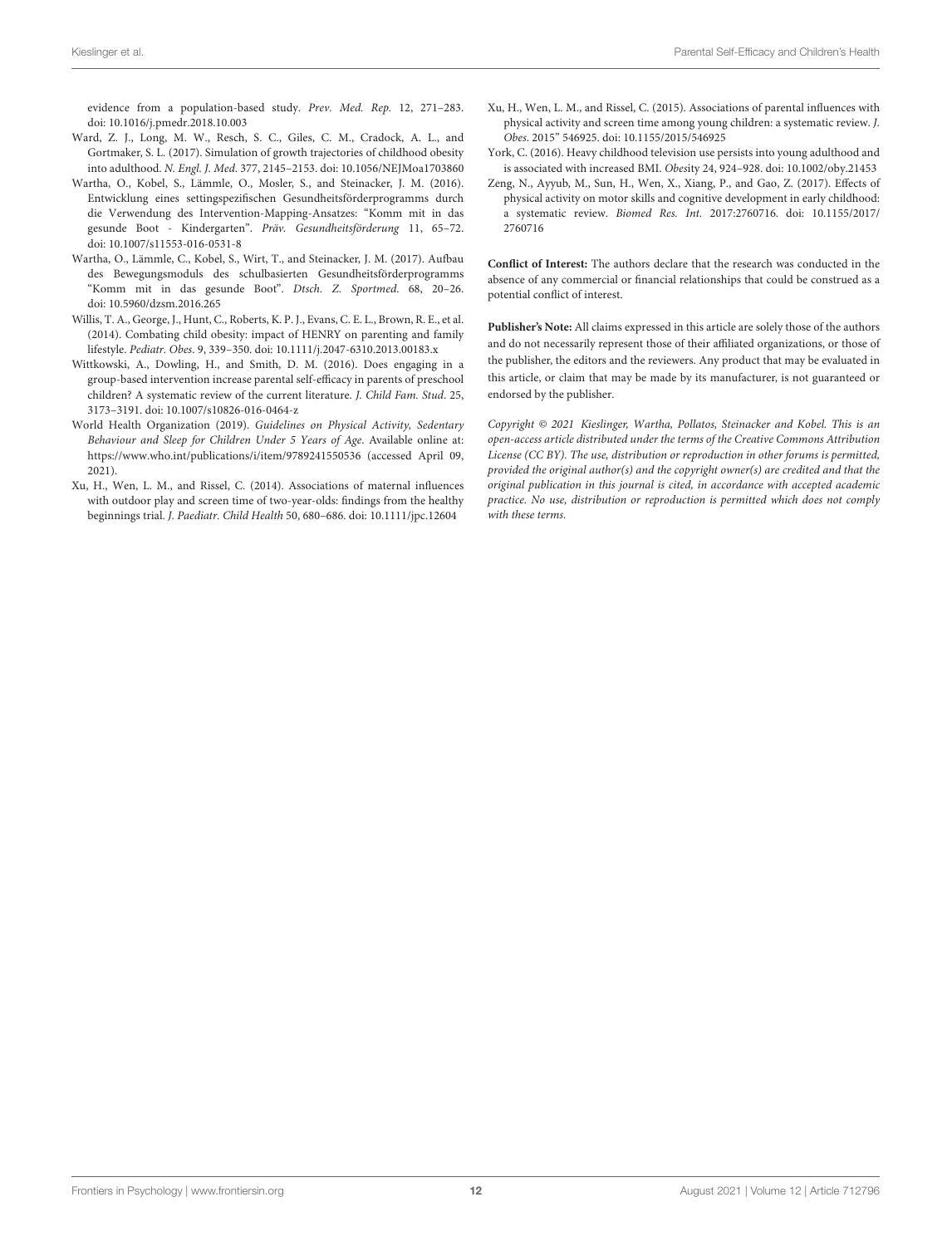evidence from a population-based study. *Prev. Med. Rep.* 12, 271–283. doi: 10.1016/j.pmedr.2018.10.003

Ward, Z. J., Long, M. W., Resch, S. C., Giles, C. M., Cradock, A. L., and Gortmaker, S. L. (2017). Simulation of growth trajectories of childhood obesity into adulthood. *N. Engl. J. Med*. 377, 2145–2153. doi: 10.1056/NEJMoa1703860

Wartha, O., Kobel, S., Lämmle, O., Mosler, S., and Steinacker, J. M. (2016). Entwicklung eines settingspezifischen Gesundheitsförderprogramms durch die Verwendung des Intervention-Mapping-Ansatzes: "Komm mit in das gesunde Boot - Kindergarten". *Präv. Gesundheitsförderung* 11, 65–72. doi: 10.1007/s11553-016-0531-8

Wartha, O., Lämmle, C., Kobel, S., Wirt, T., and Steinacker, J. M. (2017). Aufbau des Bewegungsmoduls des schulbasierten Gesundheitsförderprogramms "Komm mit in das gesunde Boot". *Dtsch. Z. Sportmed*. 68, 20–26. doi: 10.5960/dzsm.2016.265

Willis, T. A., George, J., Hunt, C., Roberts, K. P. J., Evans, C. E. L., Brown, R. E., et al. (2014). Combating child obesity: impact of HENRY on parenting and family lifestyle. *Pediatr. Obes*. 9, 339–350. doi: 10.1111/j.2047-6310.2013.00183.x

Wittkowski, A., Dowling, H., and Smith, D. M. (2016). Does engaging in a group-based intervention increase parental self-efficacy in parents of preschool children? A systematic review of the current literature. *J. Child Fam. Stud*. 25, 3173–3191. doi: 10.1007/s10826-016-0464-z

World Health Organization (2019). *Guidelines on Physical Activity, Sedentary Behaviour and Sleep for Children Under 5 Years of Age*. Available online at: https://www.who.int/publications/i/item/9789241550536 (accessed April 09, 2021).

Xu, H., Wen, L. M., and Rissel, C. (2014). Associations of maternal influences with outdoor play and screen time of two-year-olds: findings from the healthy beginnings trial. *J. Paediatr. Child Health* 50, 680–686. doi: 10.1111/jpc.12604

Xu, H., Wen, L. M., and Rissel, C. (2015). Associations of parental influences with physical activity and screen time among young children: a systematic review. *J. Obes*. 2015" 546925. doi: 10.1155/2015/546925

York, C. (2016). Heavy childhood television use persists into young adulthood and is associated with increased BMI. *Obes*ity 24, 924–928. doi: 10.1002/oby.21453

Zeng, N., Ayyub, M., Sun, H., Wen, X., Xiang, P., and Gao, Z. (2017). Effects of physical activity on motor skills and cognitive development in early childhood: a systematic review. *Biomed Res. Int*. 2017:2760716. doi: 10.1155/2017/2760716

**Conflict of Interest:** The authors declare that the research was conducted in the absence of any commercial or financial relationships that could be construed as a potential conflict of interest.

**Publisher's Note:** All claims expressed in this article are solely those of the authors and do not necessarily represent those of their affiliated organizations, or those of the publisher, the editors and the reviewers. Any product that may be evaluated in this article, or claim that may be made by its manufacturer, is not guaranteed or endorsed by the publisher.

*Copyright © 2021 Kieslinger, Wartha, Pollatos, Steinacker and Kobel. This is an open-access article distributed under the terms of the Creative Commons Attribution License (CC BY). The use, distribution or reproduction in other forums is permitted, provided the original author(s) and the copyright owner(s) are credited and that the original publication in this journal is cited, in accordance with accepted academic practice. No use, distribution or reproduction is permitted which does not comply with these terms.*